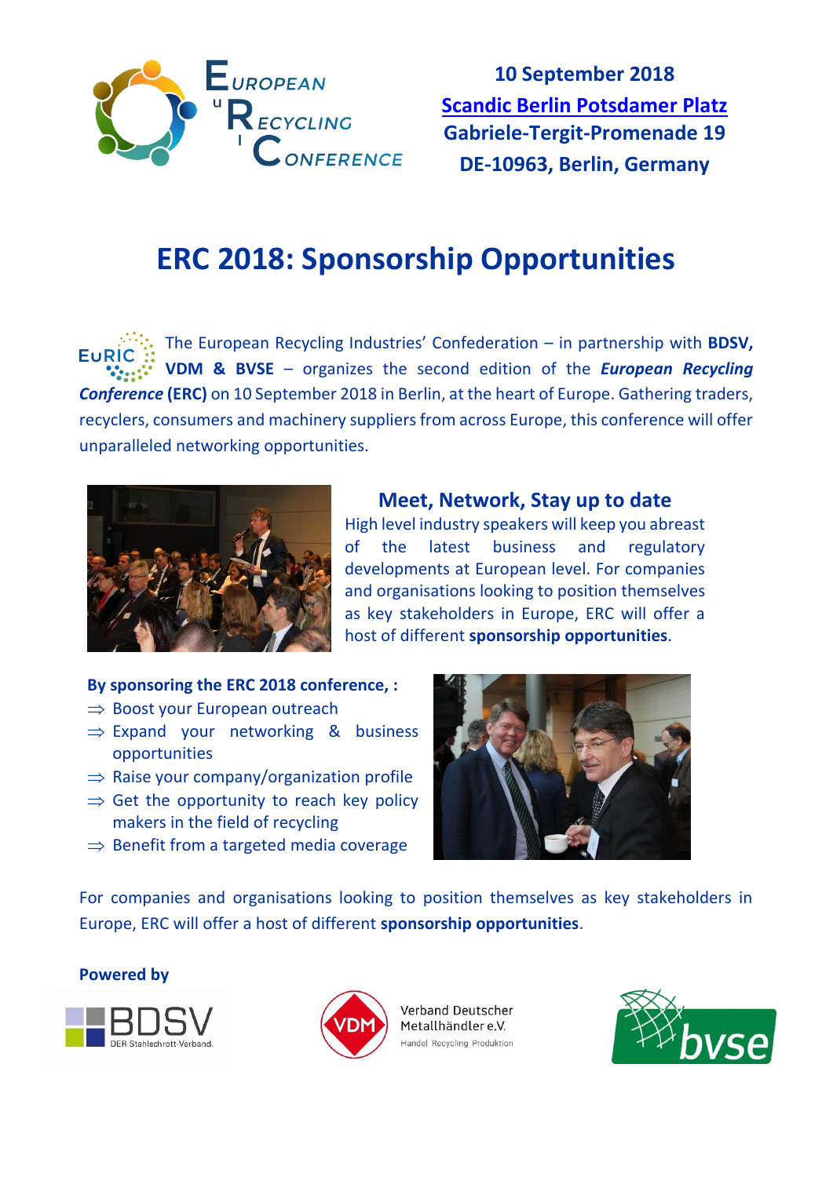**10 September 2018**
**Scandic Berlin Potsdamer Platz**
**Gabriele-Tergit-Promenade 19**
**DE-10963, Berlin, Germany**

# ERC 2018: Sponsorship Opportunities

The European Recycling Industries' Confederation – in partnership with **BDSV, VDM & BVSE** – organizes the second edition of the ***European Recycling Conference*** **(ERC)** on 10 September 2018 in Berlin, at the heart of Europe. Gathering traders, recyclers, consumers and machinery suppliers from across Europe, this conference will offer unparalleled networking opportunities.

## Meet, Network, Stay up to date

High level industry speakers will keep you abreast of the latest business and regulatory developments at European level. For companies and organisations looking to position themselves as key stakeholders in Europe, ERC will offer a host of different **sponsorship opportunities**.

**By sponsoring the ERC 2018 conference, :**

- ⇒ Boost your European outreach
- ⇒ Expand your networking & business opportunities
- ⇒ Raise your company/organization profile
- ⇒ Get the opportunity to reach key policy makers in the field of recycling
- ⇒ Benefit from a targeted media coverage

For companies and organisations looking to position themselves as key stakeholders in Europe, ERC will offer a host of different **sponsorship opportunities**.

**Powered by**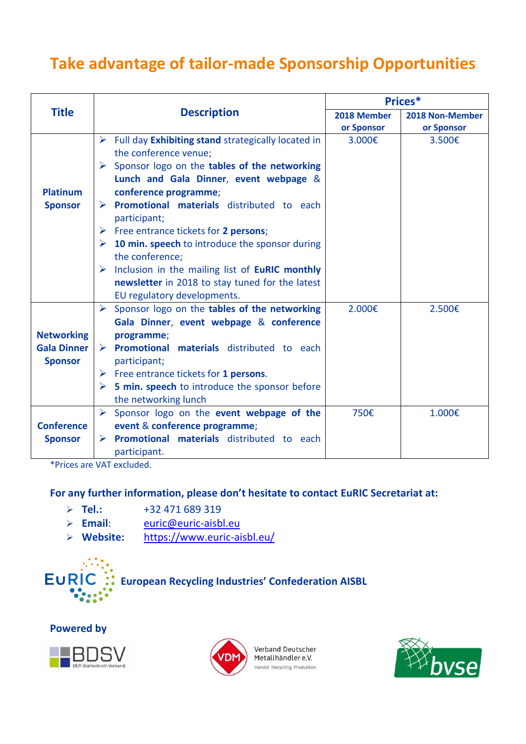# Take advantage of tailor-made Sponsorship Opportunities

| Title | Description | Prices* | |
|---|---|---|---|
| | | 2018 Member or Sponsor | 2018 Non-Member or Sponsor |
| **Platinum Sponsor** | ➢ Full day **Exhibiting stand** strategically located in the conference venue;<br>➢ Sponsor logo on the **tables of the networking Lunch and Gala Dinner**, **event webpage** & **conference programme**;<br>➢ **Promotional materials** distributed to each participant;<br>➢ Free entrance tickets for **2 persons**;<br>➢ **10 min. speech** to introduce the sponsor during the conference;<br>➢ Inclusion in the mailing list of **EuRIC monthly newsletter** in 2018 to stay tuned for the latest EU regulatory developments. | 3.000€ | 3.500€ |
| **Networking Gala Dinner Sponsor** | ➢ Sponsor logo on the **tables of the networking Gala Dinner**, **event webpage** & **conference programme**;<br>➢ **Promotional materials** distributed to each participant;<br>➢ Free entrance tickets for **1 persons**.<br>➢ **5 min. speech** to introduce the sponsor before the networking lunch | 2.000€ | 2.500€ |
| **Conference Sponsor** | ➢ Sponsor logo on the **event webpage of the event** & **conference programme**;<br>➢ **Promotional materials** distributed to each participant. | 750€ | 1.000€ |

*Prices are VAT excluded.

**For any further information, please don't hesitate to contact EuRIC Secretariat at:**

- **Tel.:** +32 471 689 319
- **Email**: euric@euric-aisbl.eu
- **Website:** https://www.euric-aisbl.eu/

EuRIC **European Recycling Industries' Confederation AISBL**

**Powered by**

BDSV DER Stahlschrott-Verband

VDM Verband Deutscher Metallhändler e.V. Handel Recycling Produktion

bvse